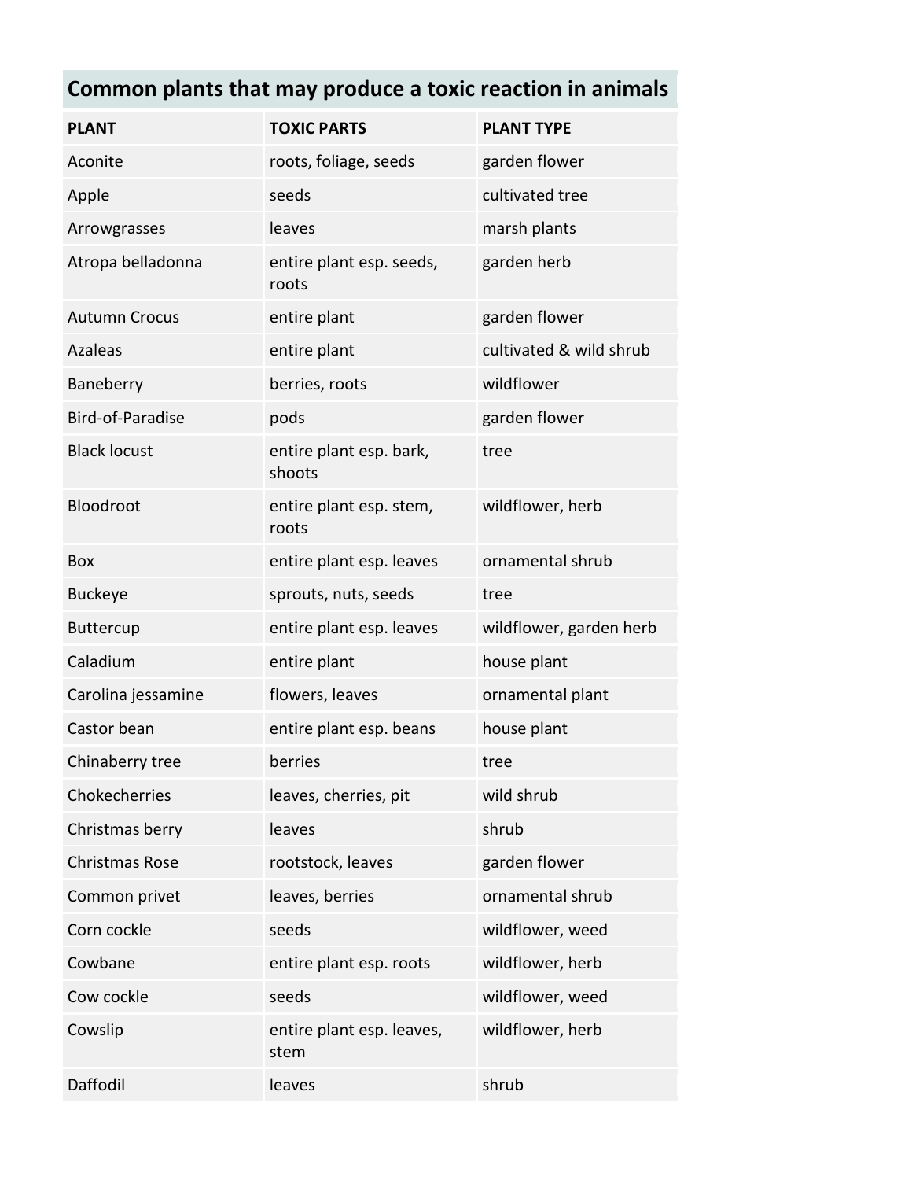| Common plants that may produce a toxic reaction in animals | | |
|---|---|---|
| **PLANT** | **TOXIC PARTS** | **PLANT TYPE** |
| Aconite | roots, foliage, seeds | garden flower |
| Apple | seeds | cultivated tree |
| Arrowgrasses | leaves | marsh plants |
| Atropa belladonna | entire plant esp. seeds, roots | garden herb |
| Autumn Crocus | entire plant | garden flower |
| Azaleas | entire plant | cultivated & wild shrub |
| Baneberry | berries, roots | wildflower |
| Bird-of-Paradise | pods | garden flower |
| Black locust | entire plant esp. bark, shoots | tree |
| Bloodroot | entire plant esp. stem, roots | wildflower, herb |
| Box | entire plant esp. leaves | ornamental shrub |
| Buckeye | sprouts, nuts, seeds | tree |
| Buttercup | entire plant esp. leaves | wildflower, garden herb |
| Caladium | entire plant | house plant |
| Carolina jessamine | flowers, leaves | ornamental plant |
| Castor bean | entire plant esp. beans | house plant |
| Chinaberry tree | berries | tree |
| Chokecherries | leaves, cherries, pit | wild shrub |
| Christmas berry | leaves | shrub |
| Christmas Rose | rootstock, leaves | garden flower |
| Common privet | leaves, berries | ornamental shrub |
| Corn cockle | seeds | wildflower, weed |
| Cowbane | entire plant esp. roots | wildflower, herb |
| Cow cockle | seeds | wildflower, weed |
| Cowslip | entire plant esp. leaves, stem | wildflower, herb |
| Daffodil | leaves | shrub |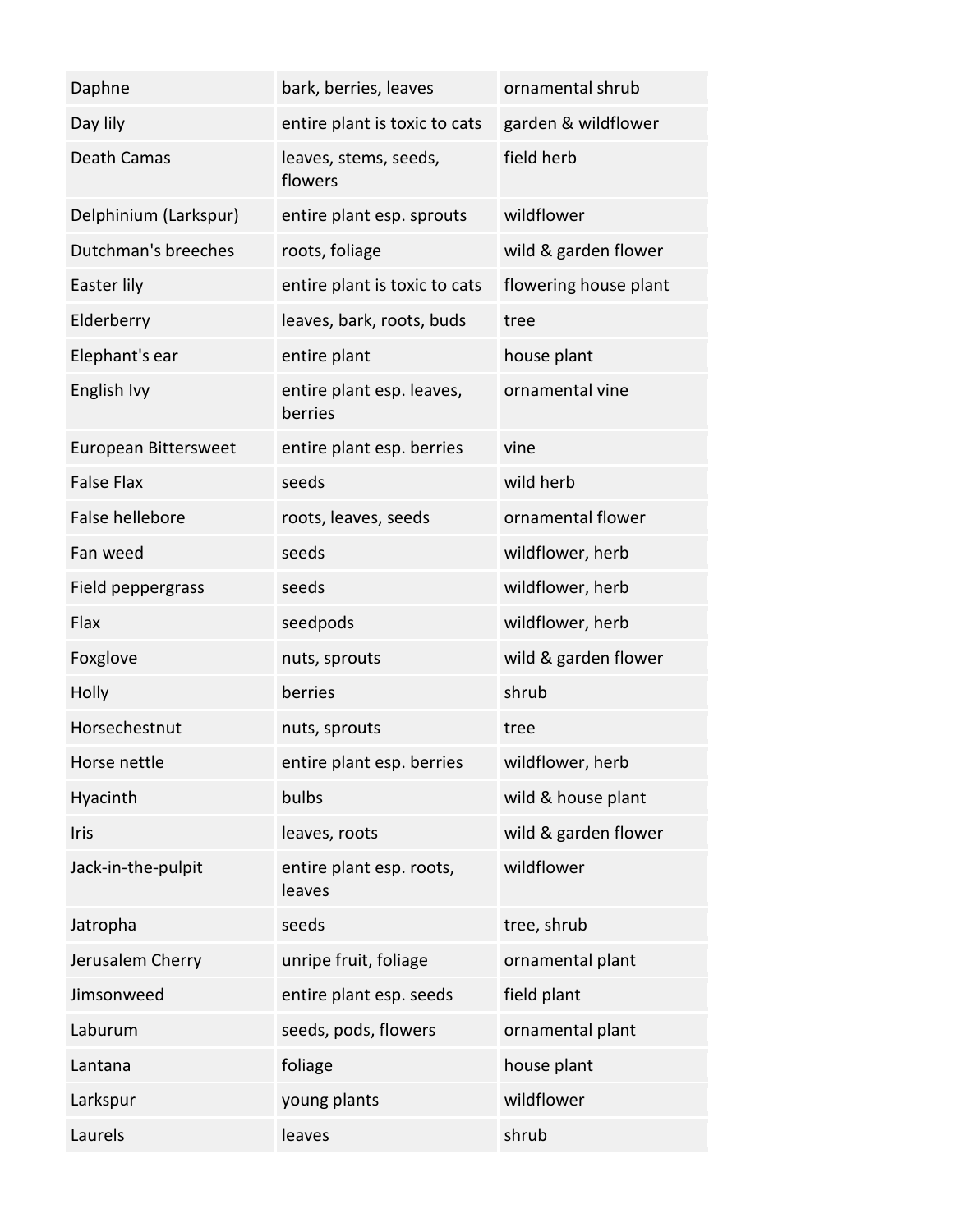| Daphne | bark, berries, leaves | ornamental shrub |
|---|---|---|
| Day lily | entire plant is toxic to cats | garden & wildflower |
| Death Camas | leaves, stems, seeds, flowers | field herb |
| Delphinium (Larkspur) | entire plant esp. sprouts | wildflower |
| Dutchman's breeches | roots, foliage | wild & garden flower |
| Easter lily | entire plant is toxic to cats | flowering house plant |
| Elderberry | leaves, bark, roots, buds | tree |
| Elephant's ear | entire plant | house plant |
| English Ivy | entire plant esp. leaves, berries | ornamental vine |
| European Bittersweet | entire plant esp. berries | vine |
| False Flax | seeds | wild herb |
| False hellebore | roots, leaves, seeds | ornamental flower |
| Fan weed | seeds | wildflower, herb |
| Field peppergrass | seeds | wildflower, herb |
| Flax | seedpods | wildflower, herb |
| Foxglove | nuts, sprouts | wild & garden flower |
| Holly | berries | shrub |
| Horsechestnut | nuts, sprouts | tree |
| Horse nettle | entire plant esp. berries | wildflower, herb |
| Hyacinth | bulbs | wild & house plant |
| Iris | leaves, roots | wild & garden flower |
| Jack-in-the-pulpit | entire plant esp. roots, leaves | wildflower |
| Jatropha | seeds | tree, shrub |
| Jerusalem Cherry | unripe fruit, foliage | ornamental plant |
| Jimsonweed | entire plant esp. seeds | field plant |
| Laburum | seeds, pods, flowers | ornamental plant |
| Lantana | foliage | house plant |
| Larkspur | young plants | wildflower |
| Laurels | leaves | shrub |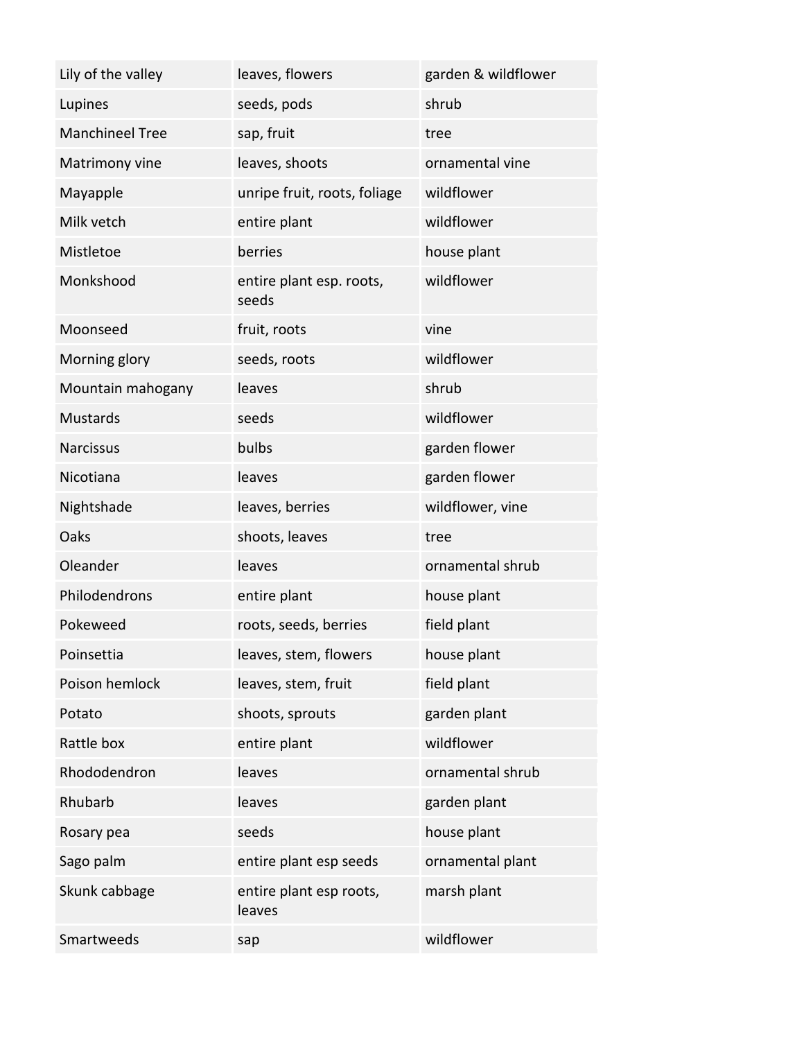| Lily of the valley | leaves, flowers | garden & wildflower |
|---|---|---|
| Lupines | seeds, pods | shrub |
| Manchineel Tree | sap, fruit | tree |
| Matrimony vine | leaves, shoots | ornamental vine |
| Mayapple | unripe fruit, roots, foliage | wildflower |
| Milk vetch | entire plant | wildflower |
| Mistletoe | berries | house plant |
| Monkshood | entire plant esp. roots, seeds | wildflower |
| Moonseed | fruit, roots | vine |
| Morning glory | seeds, roots | wildflower |
| Mountain mahogany | leaves | shrub |
| Mustards | seeds | wildflower |
| Narcissus | bulbs | garden flower |
| Nicotiana | leaves | garden flower |
| Nightshade | leaves, berries | wildflower, vine |
| Oaks | shoots, leaves | tree |
| Oleander | leaves | ornamental shrub |
| Philodendrons | entire plant | house plant |
| Pokeweed | roots, seeds, berries | field plant |
| Poinsettia | leaves, stem, flowers | house plant |
| Poison hemlock | leaves, stem, fruit | field plant |
| Potato | shoots, sprouts | garden plant |
| Rattle box | entire plant | wildflower |
| Rhododendron | leaves | ornamental shrub |
| Rhubarb | leaves | garden plant |
| Rosary pea | seeds | house plant |
| Sago palm | entire plant esp seeds | ornamental plant |
| Skunk cabbage | entire plant esp roots, leaves | marsh plant |
| Smartweeds | sap | wildflower |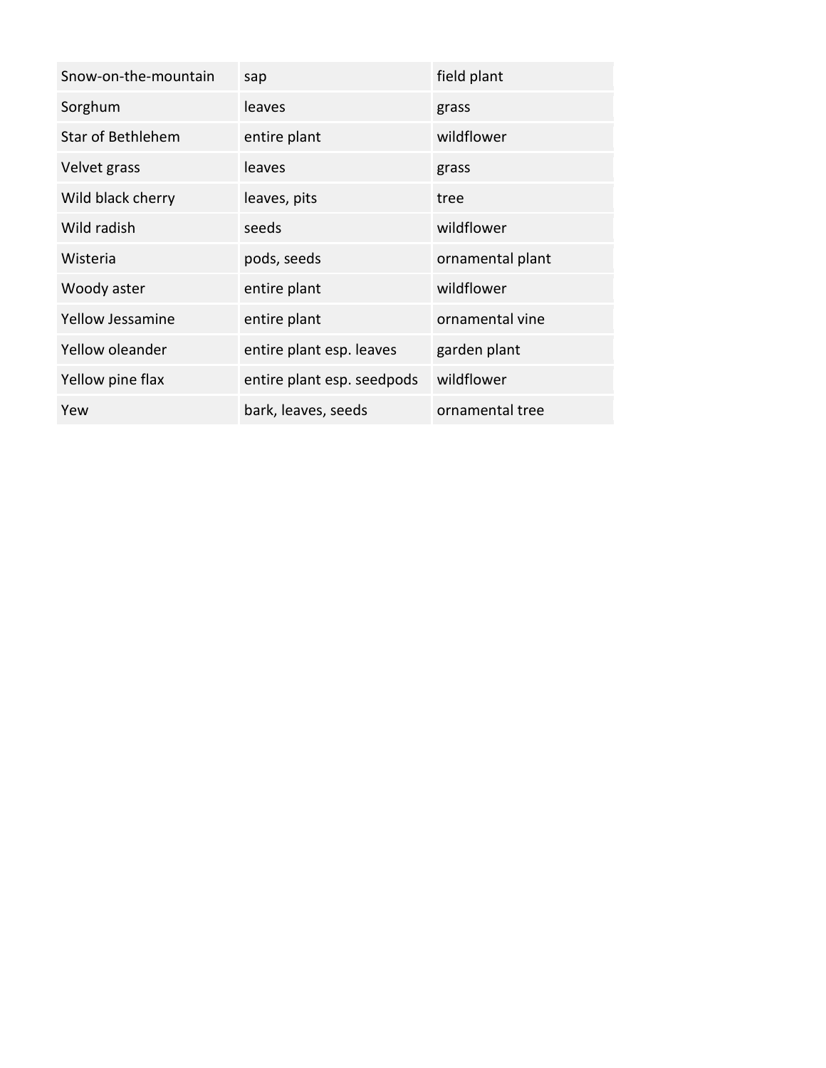| | | |
|---|---|---|
| Snow-on-the-mountain | sap | field plant |
| Sorghum | leaves | grass |
| Star of Bethlehem | entire plant | wildflower |
| Velvet grass | leaves | grass |
| Wild black cherry | leaves, pits | tree |
| Wild radish | seeds | wildflower |
| Wisteria | pods, seeds | ornamental plant |
| Woody aster | entire plant | wildflower |
| Yellow Jessamine | entire plant | ornamental vine |
| Yellow oleander | entire plant esp. leaves | garden plant |
| Yellow pine flax | entire plant esp. seedpods | wildflower |
| Yew | bark, leaves, seeds | ornamental tree |